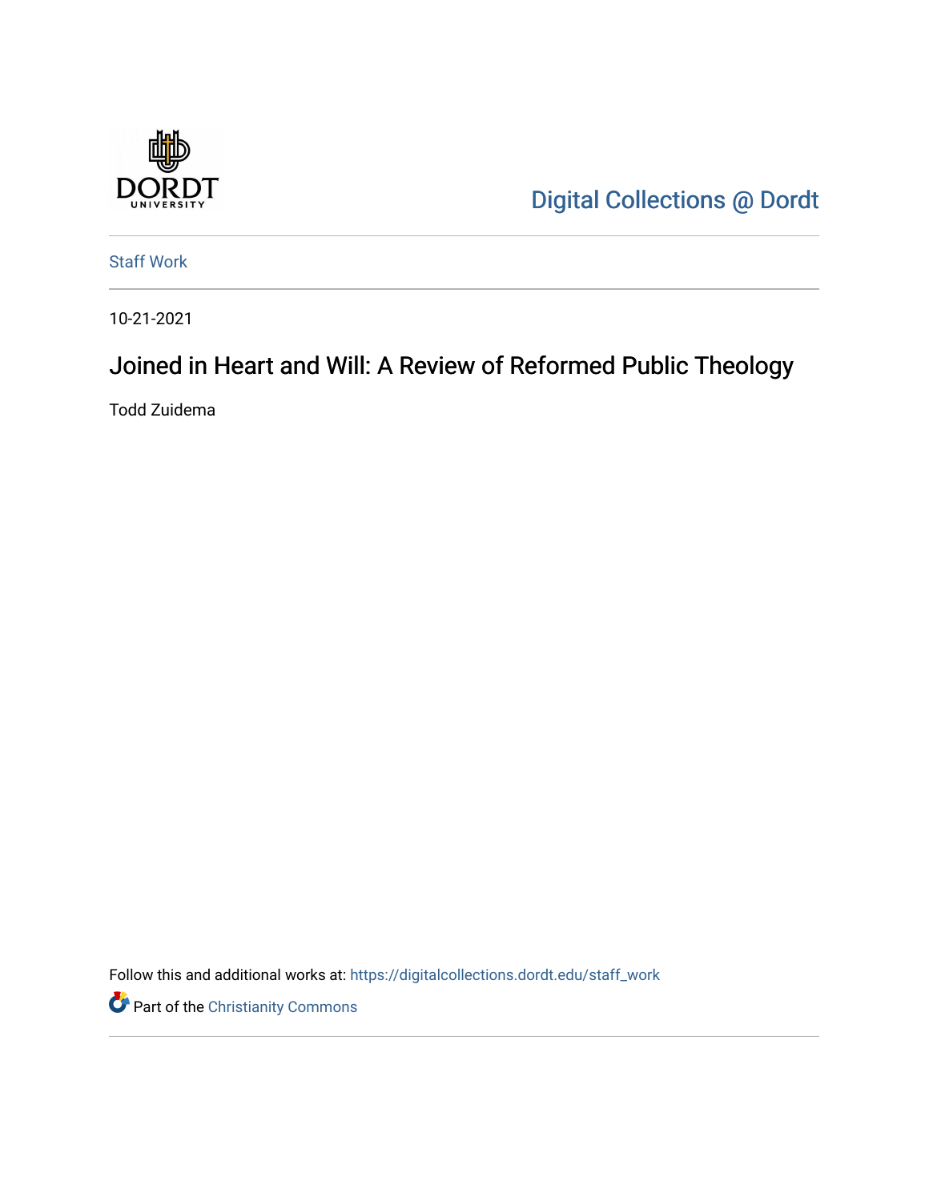Digital Collections @ Dordt

Staff Work

10-21-2021

# Joined in Heart and Will: A Review of Reformed Public Theology

Todd Zuidema

Follow this and additional works at: https://digitalcollections.dordt.edu/staff_work

Part of the Christianity Commons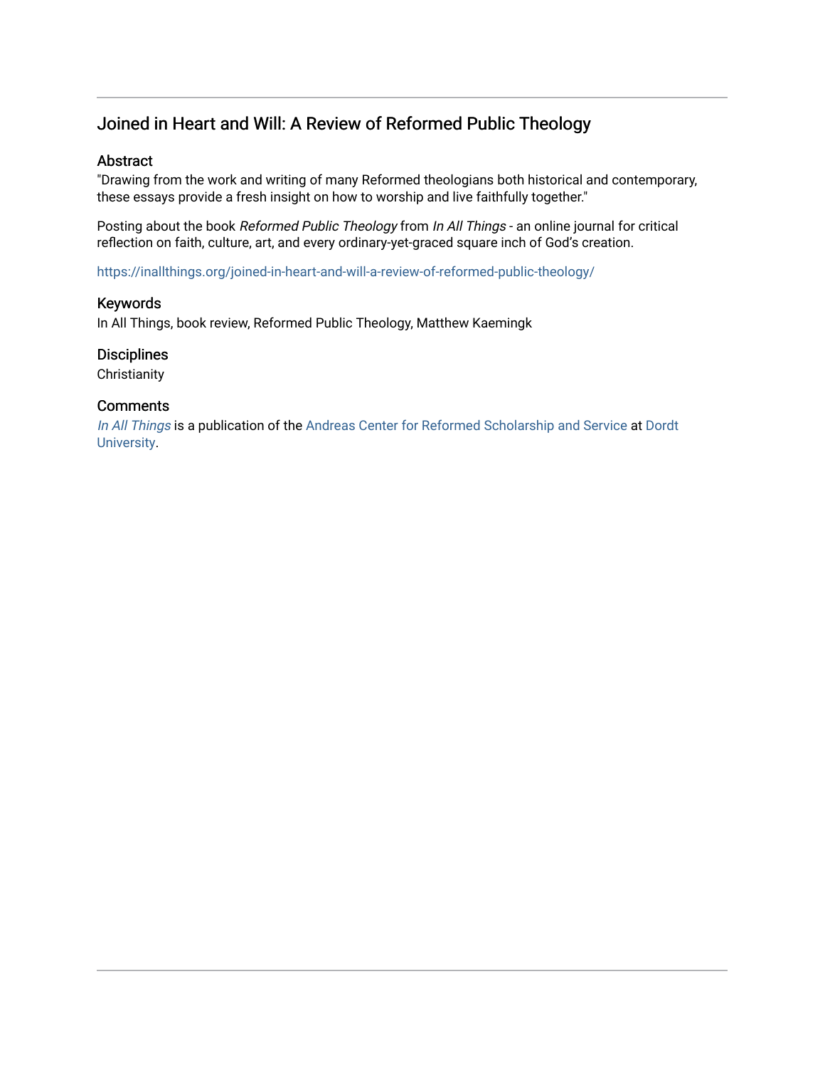# Joined in Heart and Will: A Review of Reformed Public Theology

## Abstract

"Drawing from the work and writing of many Reformed theologians both historical and contemporary, these essays provide a fresh insight on how to worship and live faithfully together."

Posting about the book *Reformed Public Theology* from *In All Things* - an online journal for critical reflection on faith, culture, art, and every ordinary-yet-graced square inch of God's creation.

https://inallthings.org/joined-in-heart-and-will-a-review-of-reformed-public-theology/

## Keywords

In All Things, book review, Reformed Public Theology, Matthew Kaemingk

## Disciplines

Christianity

## Comments

*In All Things* is a publication of the Andreas Center for Reformed Scholarship and Service at Dordt University.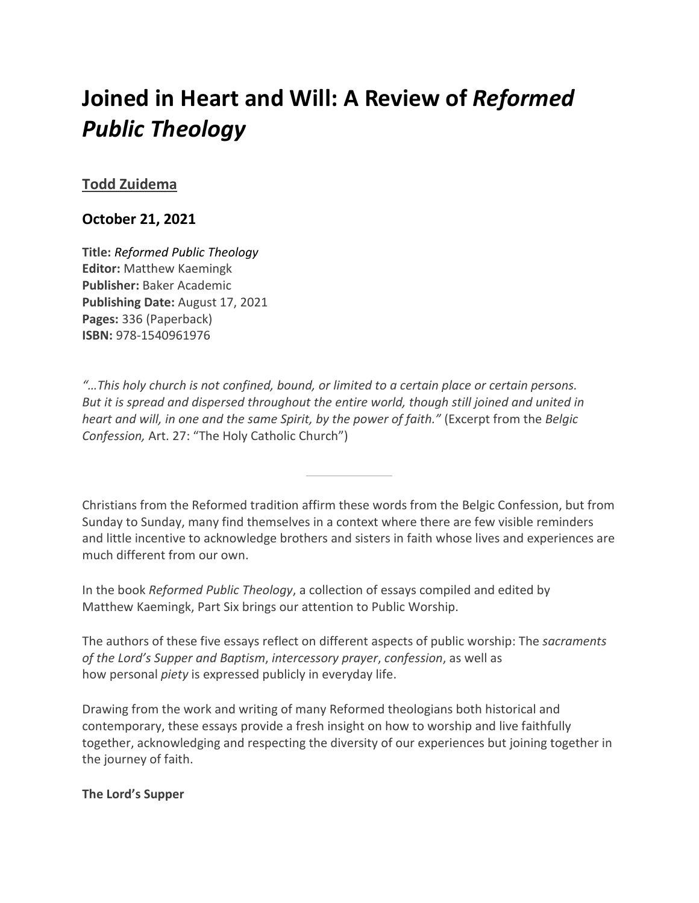# Joined in Heart and Will: A Review of *Reformed Public Theology*

### [Todd Zuidema]

### October 21, 2021

**Title:** *Reformed Public Theology*
**Editor:** Matthew Kaemingk
**Publisher:** Baker Academic
**Publishing Date:** August 17, 2021
**Pages:** 336 (Paperback)
**ISBN:** 978-1540961976

*"…This holy church is not confined, bound, or limited to a certain place or certain persons. But it is spread and dispersed throughout the entire world, though still joined and united in heart and will, in one and the same Spirit, by the power of faith."* (Excerpt from the *Belgic Confession,* Art. 27: "The Holy Catholic Church")

---

Christians from the Reformed tradition affirm these words from the Belgic Confession, but from Sunday to Sunday, many find themselves in a context where there are few visible reminders and little incentive to acknowledge brothers and sisters in faith whose lives and experiences are much different from our own.

In the book *Reformed Public Theology*, a collection of essays compiled and edited by Matthew Kaemingk, Part Six brings our attention to Public Worship.

The authors of these five essays reflect on different aspects of public worship: The *sacraments of the Lord's Supper and Baptism*, *intercessory prayer*, *confession*, as well as how personal *piety* is expressed publicly in everyday life.

Drawing from the work and writing of many Reformed theologians both historical and contemporary, these essays provide a fresh insight on how to worship and live faithfully together, acknowledging and respecting the diversity of our experiences but joining together in the journey of faith.

**The Lord's Supper**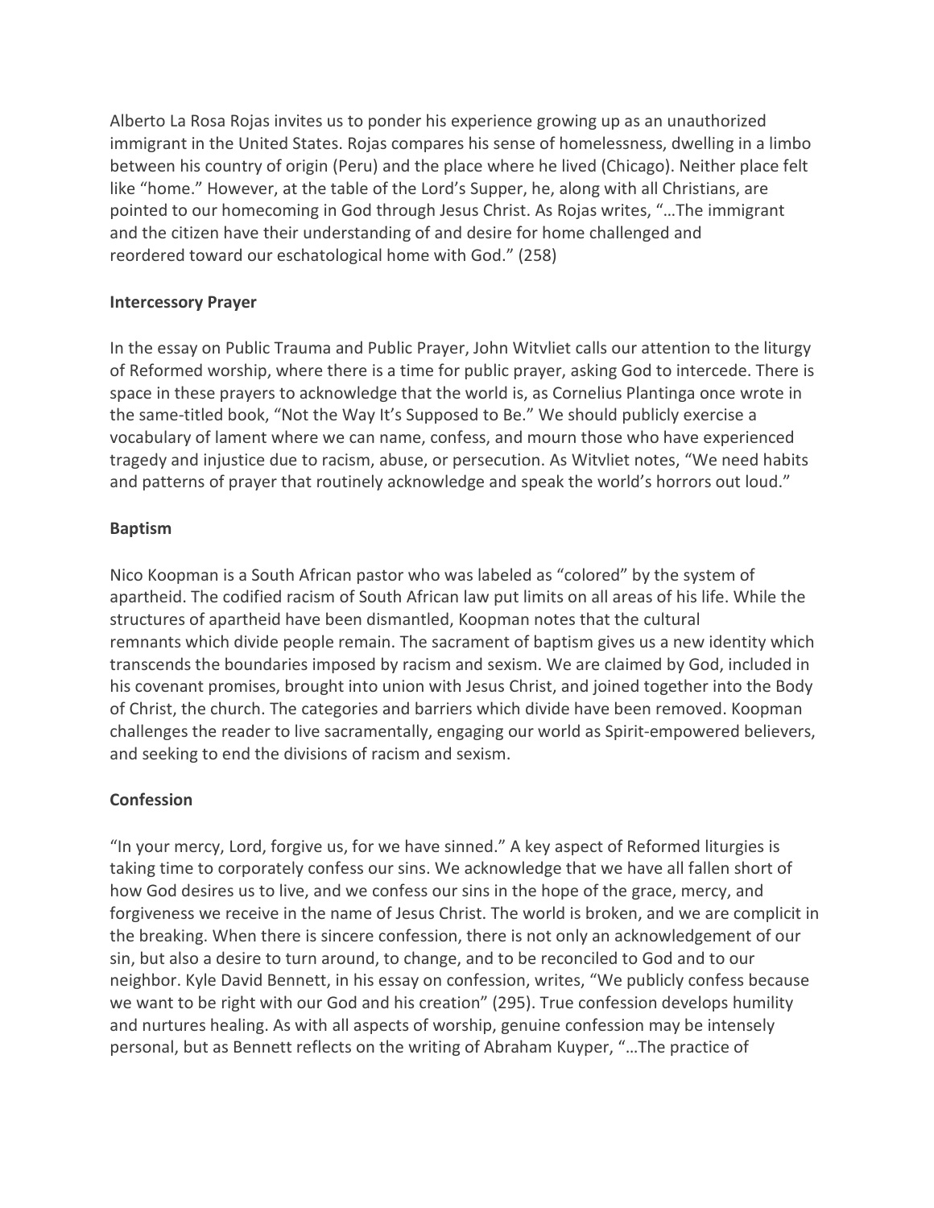Alberto La Rosa Rojas invites us to ponder his experience growing up as an unauthorized immigrant in the United States. Rojas compares his sense of homelessness, dwelling in a limbo between his country of origin (Peru) and the place where he lived (Chicago). Neither place felt like "home." However, at the table of the Lord's Supper, he, along with all Christians, are pointed to our homecoming in God through Jesus Christ. As Rojas writes, "…The immigrant and the citizen have their understanding of and desire for home challenged and reordered toward our eschatological home with God." (258)

**Intercessory Prayer**

In the essay on Public Trauma and Public Prayer, John Witvliet calls our attention to the liturgy of Reformed worship, where there is a time for public prayer, asking God to intercede. There is space in these prayers to acknowledge that the world is, as Cornelius Plantinga once wrote in the same-titled book, "Not the Way It's Supposed to Be." We should publicly exercise a vocabulary of lament where we can name, confess, and mourn those who have experienced tragedy and injustice due to racism, abuse, or persecution. As Witvliet notes, "We need habits and patterns of prayer that routinely acknowledge and speak the world's horrors out loud."

**Baptism**

Nico Koopman is a South African pastor who was labeled as "colored" by the system of apartheid. The codified racism of South African law put limits on all areas of his life. While the structures of apartheid have been dismantled, Koopman notes that the cultural remnants which divide people remain. The sacrament of baptism gives us a new identity which transcends the boundaries imposed by racism and sexism. We are claimed by God, included in his covenant promises, brought into union with Jesus Christ, and joined together into the Body of Christ, the church. The categories and barriers which divide have been removed. Koopman challenges the reader to live sacramentally, engaging our world as Spirit-empowered believers, and seeking to end the divisions of racism and sexism.

**Confession**

"In your mercy, Lord, forgive us, for we have sinned." A key aspect of Reformed liturgies is taking time to corporately confess our sins. We acknowledge that we have all fallen short of how God desires us to live, and we confess our sins in the hope of the grace, mercy, and forgiveness we receive in the name of Jesus Christ. The world is broken, and we are complicit in the breaking. When there is sincere confession, there is not only an acknowledgement of our sin, but also a desire to turn around, to change, and to be reconciled to God and to our neighbor. Kyle David Bennett, in his essay on confession, writes, "We publicly confess because we want to be right with our God and his creation" (295). True confession develops humility and nurtures healing. As with all aspects of worship, genuine confession may be intensely personal, but as Bennett reflects on the writing of Abraham Kuyper, "…The practice of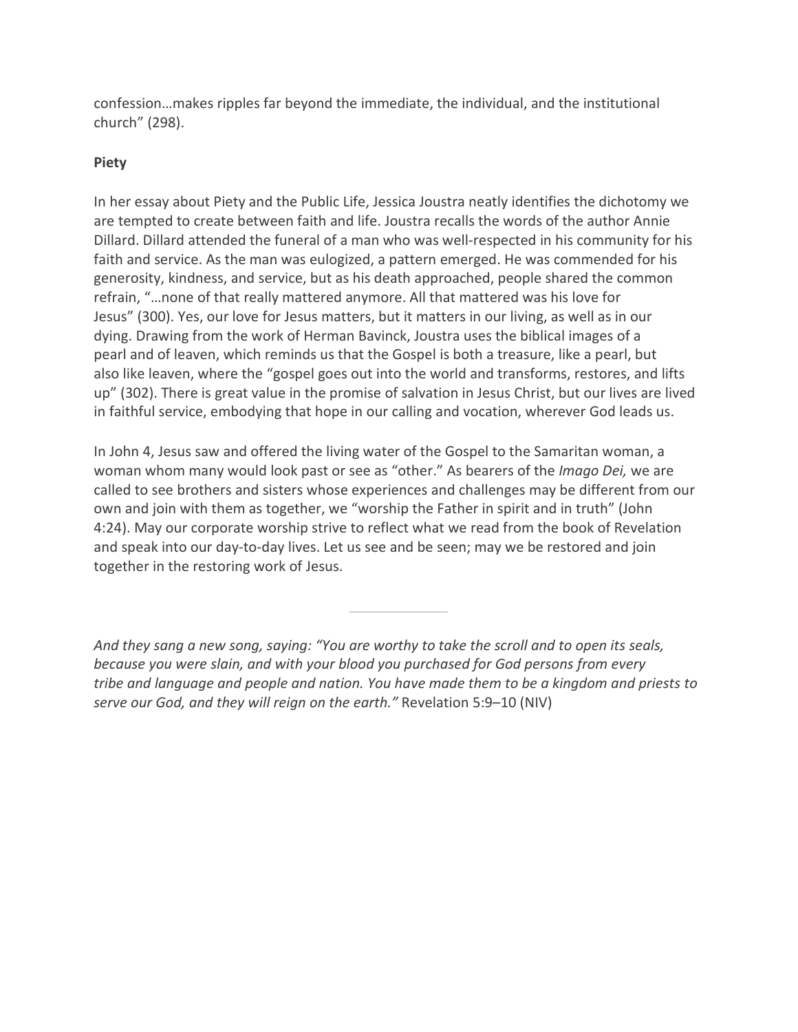confession…makes ripples far beyond the immediate, the individual, and the institutional church" (298).

**Piety**

In her essay about Piety and the Public Life, Jessica Joustra neatly identifies the dichotomy we are tempted to create between faith and life. Joustra recalls the words of the author Annie Dillard. Dillard attended the funeral of a man who was well-respected in his community for his faith and service. As the man was eulogized, a pattern emerged. He was commended for his generosity, kindness, and service, but as his death approached, people shared the common refrain, "…none of that really mattered anymore. All that mattered was his love for Jesus" (300). Yes, our love for Jesus matters, but it matters in our living, as well as in our dying. Drawing from the work of Herman Bavinck, Joustra uses the biblical images of a pearl and of leaven, which reminds us that the Gospel is both a treasure, like a pearl, but also like leaven, where the "gospel goes out into the world and transforms, restores, and lifts up" (302). There is great value in the promise of salvation in Jesus Christ, but our lives are lived in faithful service, embodying that hope in our calling and vocation, wherever God leads us.

In John 4, Jesus saw and offered the living water of the Gospel to the Samaritan woman, a woman whom many would look past or see as "other." As bearers of the *Imago Dei,* we are called to see brothers and sisters whose experiences and challenges may be different from our own and join with them as together, we "worship the Father in spirit and in truth" (John 4:24). May our corporate worship strive to reflect what we read from the book of Revelation and speak into our day-to-day lives. Let us see and be seen; may we be restored and join together in the restoring work of Jesus.

---

*And they sang a new song, saying: "You are worthy to take the scroll and to open its seals, because you were slain, and with your blood you purchased for God persons from every tribe and language and people and nation. You have made them to be a kingdom and priests to serve our God, and they will reign on the earth."* Revelation 5:9–10 (NIV)